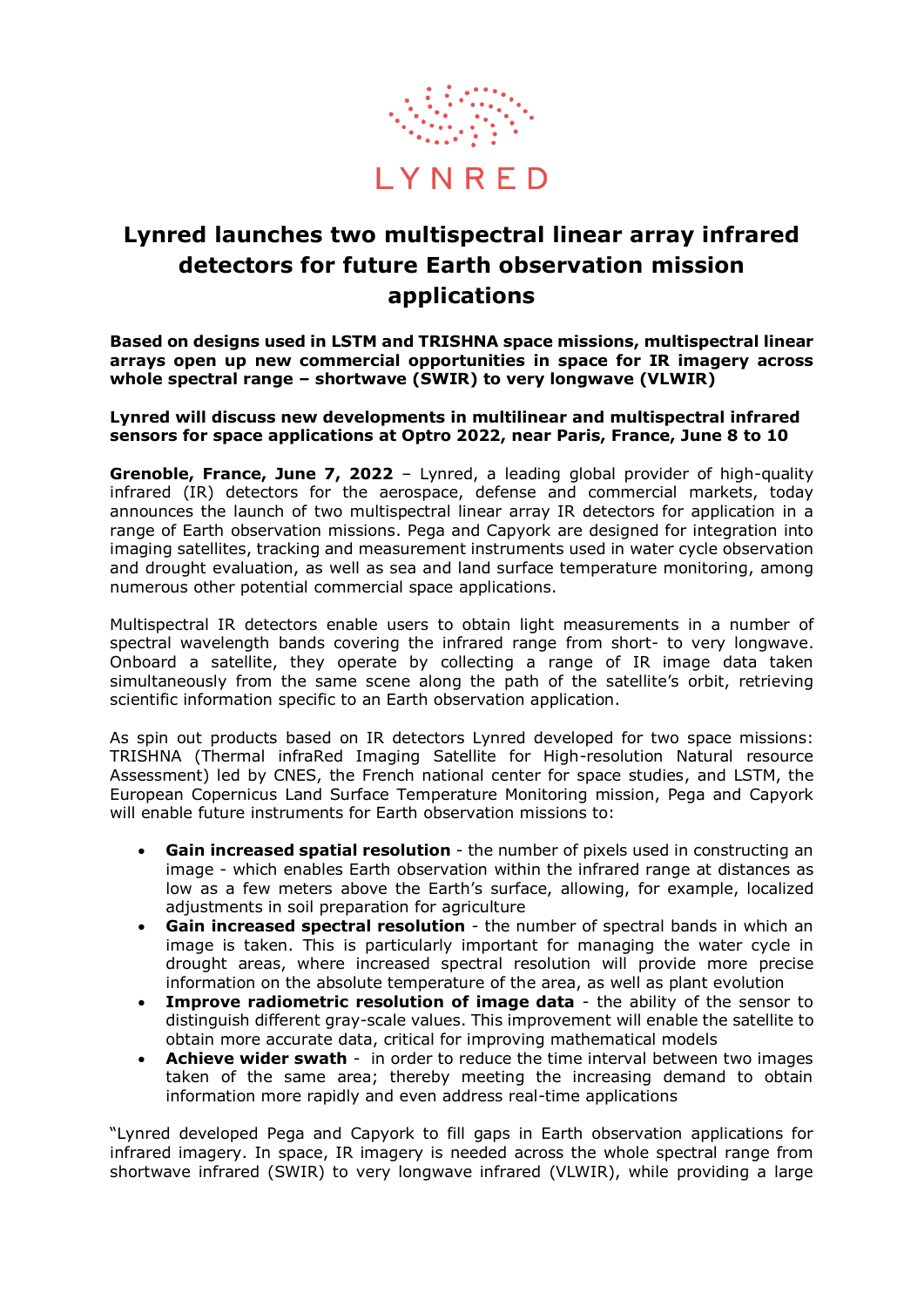LYNRED

# Lynred launches two multispectral linear array infrared detectors for future Earth observation mission applications

**Based on designs used in LSTM and TRISHNA space missions, multispectral linear arrays open up new commercial opportunities in space for IR imagery across whole spectral range – shortwave (SWIR) to very longwave (VLWIR)**

**Lynred will discuss new developments in multilinear and multispectral infrared sensors for space applications at Optro 2022, near Paris, France, June 8 to 10**

**Grenoble, France, June 7, 2022** – Lynred, a leading global provider of high-quality infrared (IR) detectors for the aerospace, defense and commercial markets, today announces the launch of two multispectral linear array IR detectors for application in a range of Earth observation missions. Pega and Capyork are designed for integration into imaging satellites, tracking and measurement instruments used in water cycle observation and drought evaluation, as well as sea and land surface temperature monitoring, among numerous other potential commercial space applications.

Multispectral IR detectors enable users to obtain light measurements in a number of spectral wavelength bands covering the infrared range from short- to very longwave. Onboard a satellite, they operate by collecting a range of IR image data taken simultaneously from the same scene along the path of the satellite's orbit, retrieving scientific information specific to an Earth observation application.

As spin out products based on IR detectors Lynred developed for two space missions: TRISHNA (Thermal infraRed Imaging Satellite for High-resolution Natural resource Assessment) led by CNES, the French national center for space studies, and LSTM, the European Copernicus Land Surface Temperature Monitoring mission, Pega and Capyork will enable future instruments for Earth observation missions to:

- **Gain increased spatial resolution** - the number of pixels used in constructing an image - which enables Earth observation within the infrared range at distances as low as a few meters above the Earth's surface, allowing, for example, localized adjustments in soil preparation for agriculture
- **Gain increased spectral resolution** - the number of spectral bands in which an image is taken. This is particularly important for managing the water cycle in drought areas, where increased spectral resolution will provide more precise information on the absolute temperature of the area, as well as plant evolution
- **Improve radiometric resolution of image data** - the ability of the sensor to distinguish different gray-scale values. This improvement will enable the satellite to obtain more accurate data, critical for improving mathematical models
- **Achieve wider swath** - in order to reduce the time interval between two images taken of the same area; thereby meeting the increasing demand to obtain information more rapidly and even address real-time applications

"Lynred developed Pega and Capyork to fill gaps in Earth observation applications for infrared imagery. In space, IR imagery is needed across the whole spectral range from shortwave infrared (SWIR) to very longwave infrared (VLWIR), while providing a large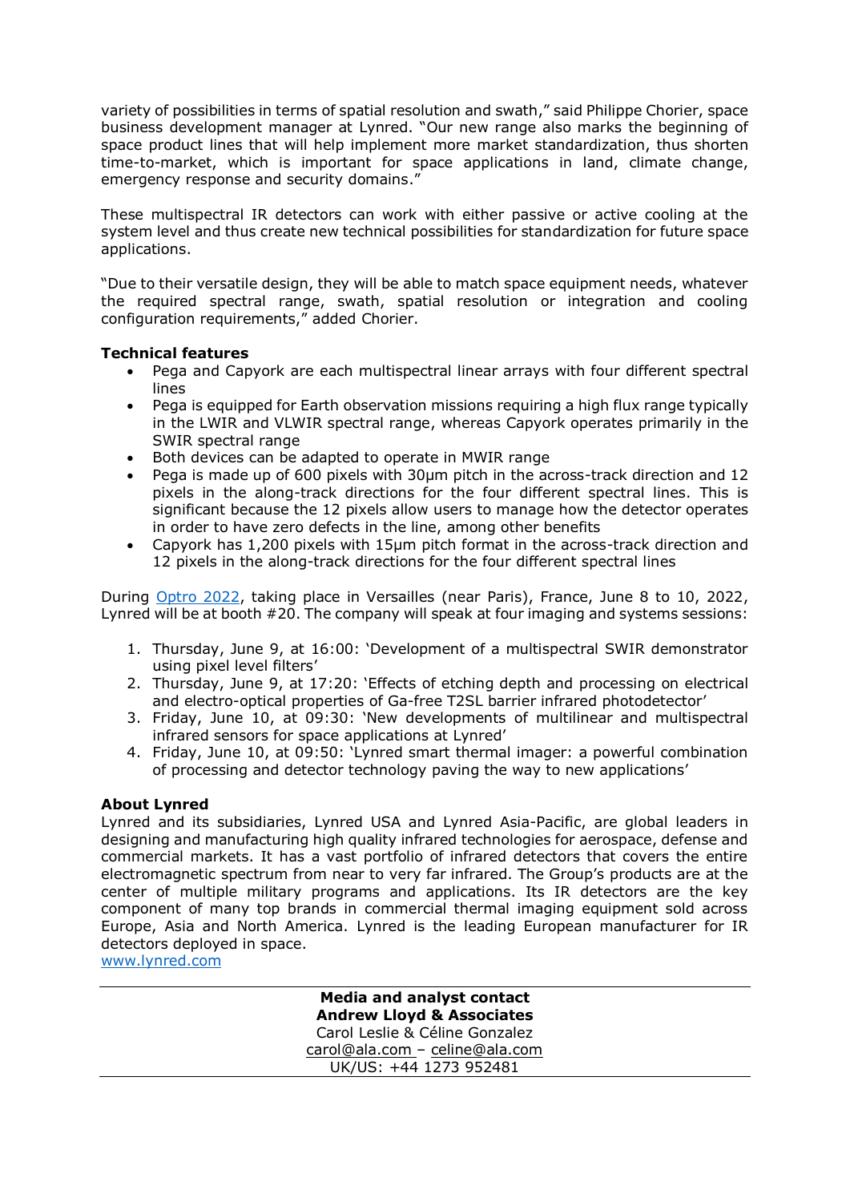variety of possibilities in terms of spatial resolution and swath," said Philippe Chorier, space business development manager at Lynred. "Our new range also marks the beginning of space product lines that will help implement more market standardization, thus shorten time-to-market, which is important for space applications in land, climate change, emergency response and security domains."

These multispectral IR detectors can work with either passive or active cooling at the system level and thus create new technical possibilities for standardization for future space applications.

"Due to their versatile design, they will be able to match space equipment needs, whatever the required spectral range, swath, spatial resolution or integration and cooling configuration requirements," added Chorier.

**Technical features**

- Pega and Capyork are each multispectral linear arrays with four different spectral lines
- Pega is equipped for Earth observation missions requiring a high flux range typically in the LWIR and VLWIR spectral range, whereas Capyork operates primarily in the SWIR spectral range
- Both devices can be adapted to operate in MWIR range
- Pega is made up of 600 pixels with 30µm pitch in the across-track direction and 12 pixels in the along-track directions for the four different spectral lines. This is significant because the 12 pixels allow users to manage how the detector operates in order to have zero defects in the line, among other benefits
- Capyork has 1,200 pixels with 15µm pitch format in the across-track direction and 12 pixels in the along-track directions for the four different spectral lines

During [Optro 2022](), taking place in Versailles (near Paris), France, June 8 to 10, 2022, Lynred will be at booth #20. The company will speak at four imaging and systems sessions:

1. Thursday, June 9, at 16:00: 'Development of a multispectral SWIR demonstrator using pixel level filters'
2. Thursday, June 9, at 17:20: 'Effects of etching depth and processing on electrical and electro-optical properties of Ga-free T2SL barrier infrared photodetector'
3. Friday, June 10, at 09:30: 'New developments of multilinear and multispectral infrared sensors for space applications at Lynred'
4. Friday, June 10, at 09:50: 'Lynred smart thermal imager: a powerful combination of processing and detector technology paving the way to new applications'

**About Lynred**

Lynred and its subsidiaries, Lynred USA and Lynred Asia-Pacific, are global leaders in designing and manufacturing high quality infrared technologies for aerospace, defense and commercial markets. It has a vast portfolio of infrared detectors that covers the entire electromagnetic spectrum from near to very far infrared. The Group's products are at the center of multiple military programs and applications. Its IR detectors are the key component of many top brands in commercial thermal imaging equipment sold across Europe, Asia and North America. Lynred is the leading European manufacturer for IR detectors deployed in space.
www.lynred.com

---

**Media and analyst contact**
**Andrew Lloyd & Associates**
Carol Leslie & Céline Gonzalez
carol@ala.com – celine@ala.com
UK/US: +44 1273 952481

---